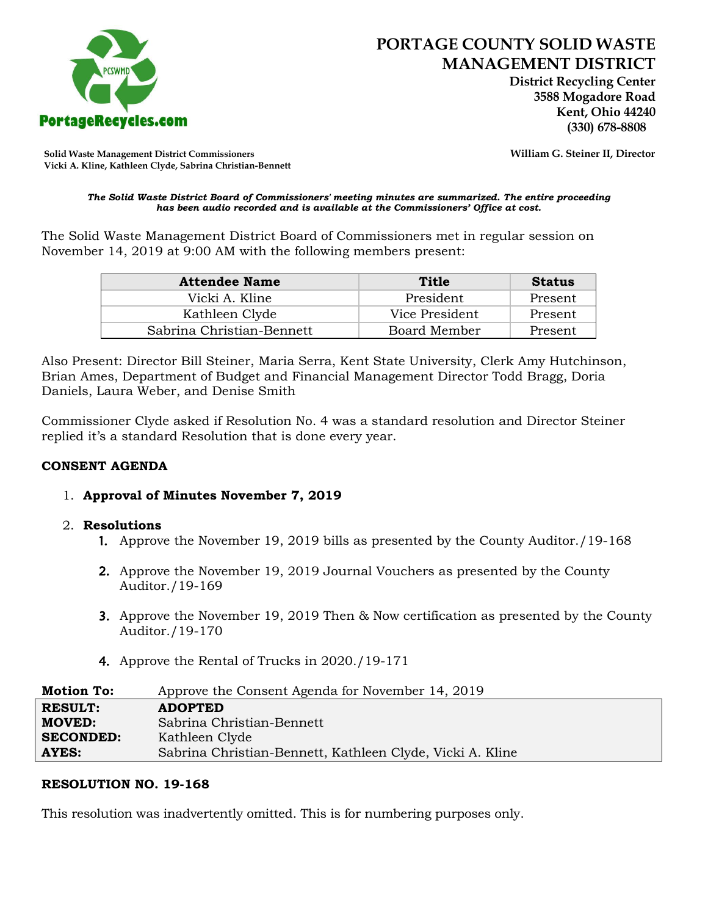# PORTAGE COUNTY SOLID WASTE MANAGEMENT DISTRICT

**District Recycling Center**
**3588 Mogadore Road**
**Kent, Ohio 44240**
**(330) 678-8808**

**Solid Waste Management District Commissioners**
**Vicki A. Kline, Kathleen Clyde, Sabrina Christian-Bennett**

**William G. Steiner II, Director**

***The Solid Waste District Board of Commissioners' meeting minutes are summarized. The entire proceeding has been audio recorded and is available at the Commissioners' Office at cost.***

The Solid Waste Management District Board of Commissioners met in regular session on November 14, 2019 at 9:00 AM with the following members present:

| Attendee Name | Title | Status |
|---|---|---|
| Vicki A. Kline | President | Present |
| Kathleen Clyde | Vice President | Present |
| Sabrina Christian-Bennett | Board Member | Present |

Also Present: Director Bill Steiner, Maria Serra, Kent State University, Clerk Amy Hutchinson, Brian Ames, Department of Budget and Financial Management Director Todd Bragg, Doria Daniels, Laura Weber, and Denise Smith

Commissioner Clyde asked if Resolution No. 4 was a standard resolution and Director Steiner replied it's a standard Resolution that is done every year.

**CONSENT AGENDA**

1. **Approval of Minutes November 7, 2019**

2. **Resolutions**
   1. Approve the November 19, 2019 bills as presented by the County Auditor./19-168
   2. Approve the November 19, 2019 Journal Vouchers as presented by the County Auditor./19-169
   3. Approve the November 19, 2019 Then & Now certification as presented by the County Auditor./19-170
   4. Approve the Rental of Trucks in 2020./19-171

| **Motion To:** | Approve the Consent Agenda for November 14, 2019 |
|---|---|
| **RESULT:** | **ADOPTED** |
| **MOVED:** | Sabrina Christian-Bennett |
| **SECONDED:** | Kathleen Clyde |
| **AYES:** | Sabrina Christian-Bennett, Kathleen Clyde, Vicki A. Kline |

**RESOLUTION NO. 19-168**

This resolution was inadvertently omitted. This is for numbering purposes only.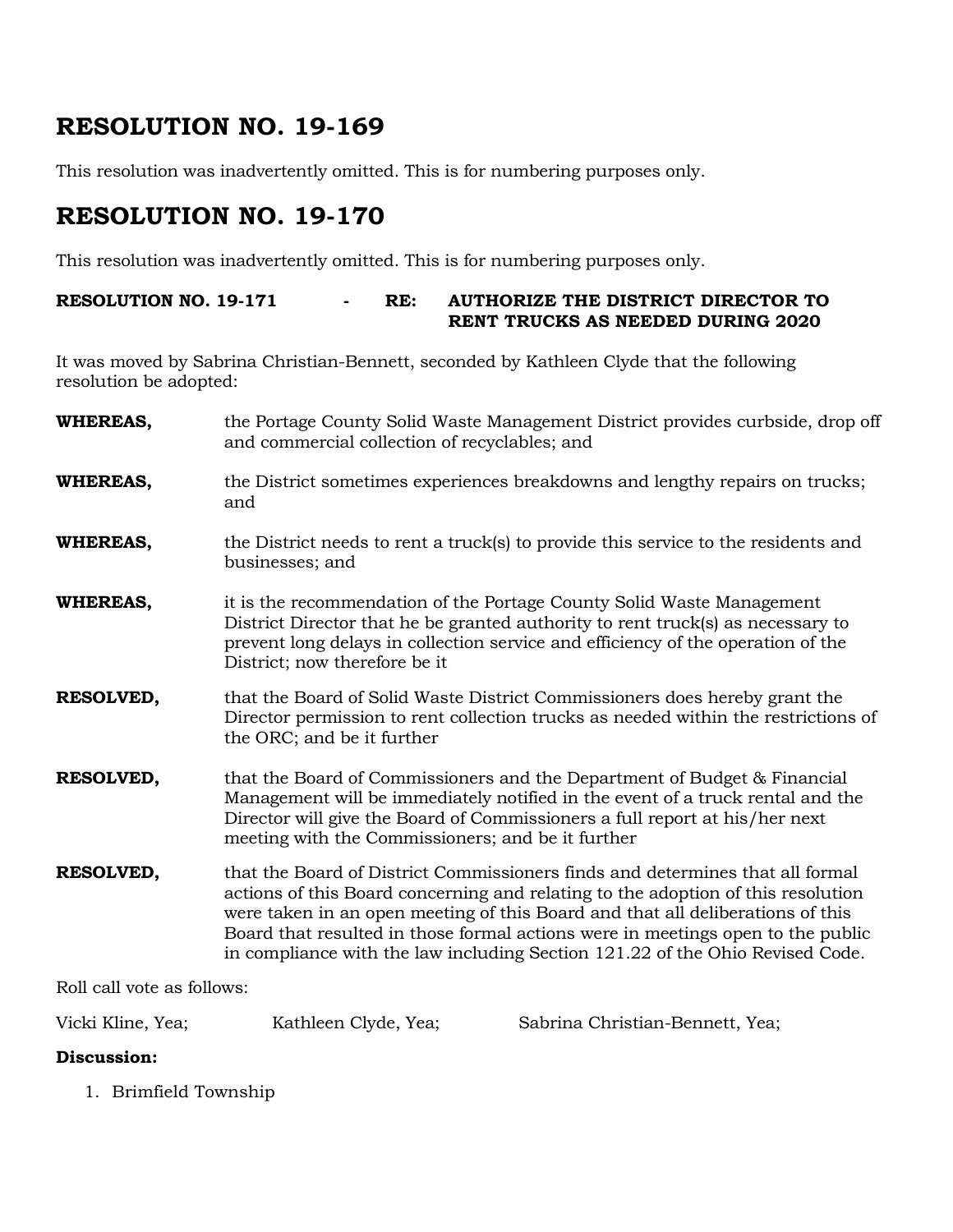## RESOLUTION NO. 19-169

This resolution was inadvertently omitted. This is for numbering purposes only.

## RESOLUTION NO. 19-170

This resolution was inadvertently omitted. This is for numbering purposes only.

**RESOLUTION NO. 19-171 - RE: AUTHORIZE THE DISTRICT DIRECTOR TO RENT TRUCKS AS NEEDED DURING 2020**

It was moved by Sabrina Christian-Bennett, seconded by Kathleen Clyde that the following resolution be adopted:

**WHEREAS,** the Portage County Solid Waste Management District provides curbside, drop off and commercial collection of recyclables; and

**WHEREAS,** the District sometimes experiences breakdowns and lengthy repairs on trucks; and

**WHEREAS,** the District needs to rent a truck(s) to provide this service to the residents and businesses; and

**WHEREAS,** it is the recommendation of the Portage County Solid Waste Management District Director that he be granted authority to rent truck(s) as necessary to prevent long delays in collection service and efficiency of the operation of the District; now therefore be it

**RESOLVED,** that the Board of Solid Waste District Commissioners does hereby grant the Director permission to rent collection trucks as needed within the restrictions of the ORC; and be it further

**RESOLVED,** that the Board of Commissioners and the Department of Budget & Financial Management will be immediately notified in the event of a truck rental and the Director will give the Board of Commissioners a full report at his/her next meeting with the Commissioners; and be it further

**RESOLVED,** that the Board of District Commissioners finds and determines that all formal actions of this Board concerning and relating to the adoption of this resolution were taken in an open meeting of this Board and that all deliberations of this Board that resulted in those formal actions were in meetings open to the public in compliance with the law including Section 121.22 of the Ohio Revised Code.

Roll call vote as follows:

Vicki Kline, Yea; Kathleen Clyde, Yea; Sabrina Christian-Bennett, Yea;

**Discussion:**

1. Brimfield Township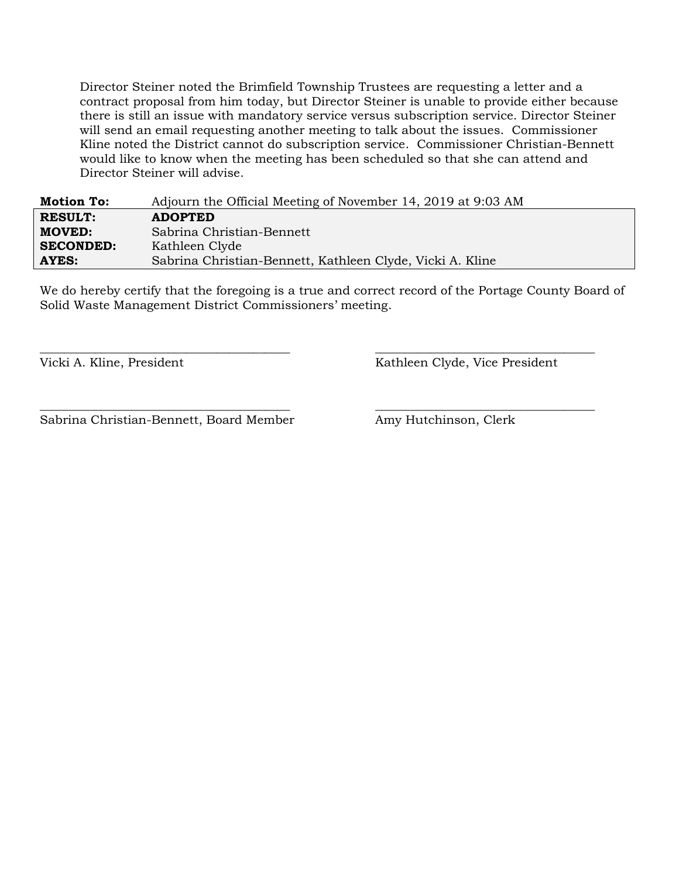Director Steiner noted the Brimfield Township Trustees are requesting a letter and a contract proposal from him today, but Director Steiner is unable to provide either because there is still an issue with mandatory service versus subscription service. Director Steiner will send an email requesting another meeting to talk about the issues. Commissioner Kline noted the District cannot do subscription service. Commissioner Christian-Bennett would like to know when the meeting has been scheduled so that she can attend and Director Steiner will advise.

| **Motion To:** | Adjourn the Official Meeting of November 14, 2019 at 9:03 AM |
|---|---|
| **RESULT:** | **ADOPTED** |
| **MOVED:** | Sabrina Christian-Bennett |
| **SECONDED:** | Kathleen Clyde |
| **AYES:** | Sabrina Christian-Bennett, Kathleen Clyde, Vicki A. Kline |

We do hereby certify that the foregoing is a true and correct record of the Portage County Board of Solid Waste Management District Commissioners' meeting.

\_\_\_\_\_\_\_\_\_\_\_\_\_\_\_\_\_\_\_\_\_\_\_\_\_\_\_\_\_\_\_\_\_\_\_\_\_\_\_\_
Vicki A. Kline, President

\_\_\_\_\_\_\_\_\_\_\_\_\_\_\_\_\_\_\_\_\_\_\_\_\_\_\_\_\_\_\_\_\_\_\_\_\_\_\_\_
Kathleen Clyde, Vice President

\_\_\_\_\_\_\_\_\_\_\_\_\_\_\_\_\_\_\_\_\_\_\_\_\_\_\_\_\_\_\_\_\_\_\_\_\_\_\_\_
Sabrina Christian-Bennett, Board Member

\_\_\_\_\_\_\_\_\_\_\_\_\_\_\_\_\_\_\_\_\_\_\_\_\_\_\_\_\_\_\_\_\_\_\_\_\_\_\_\_
Amy Hutchinson, Clerk